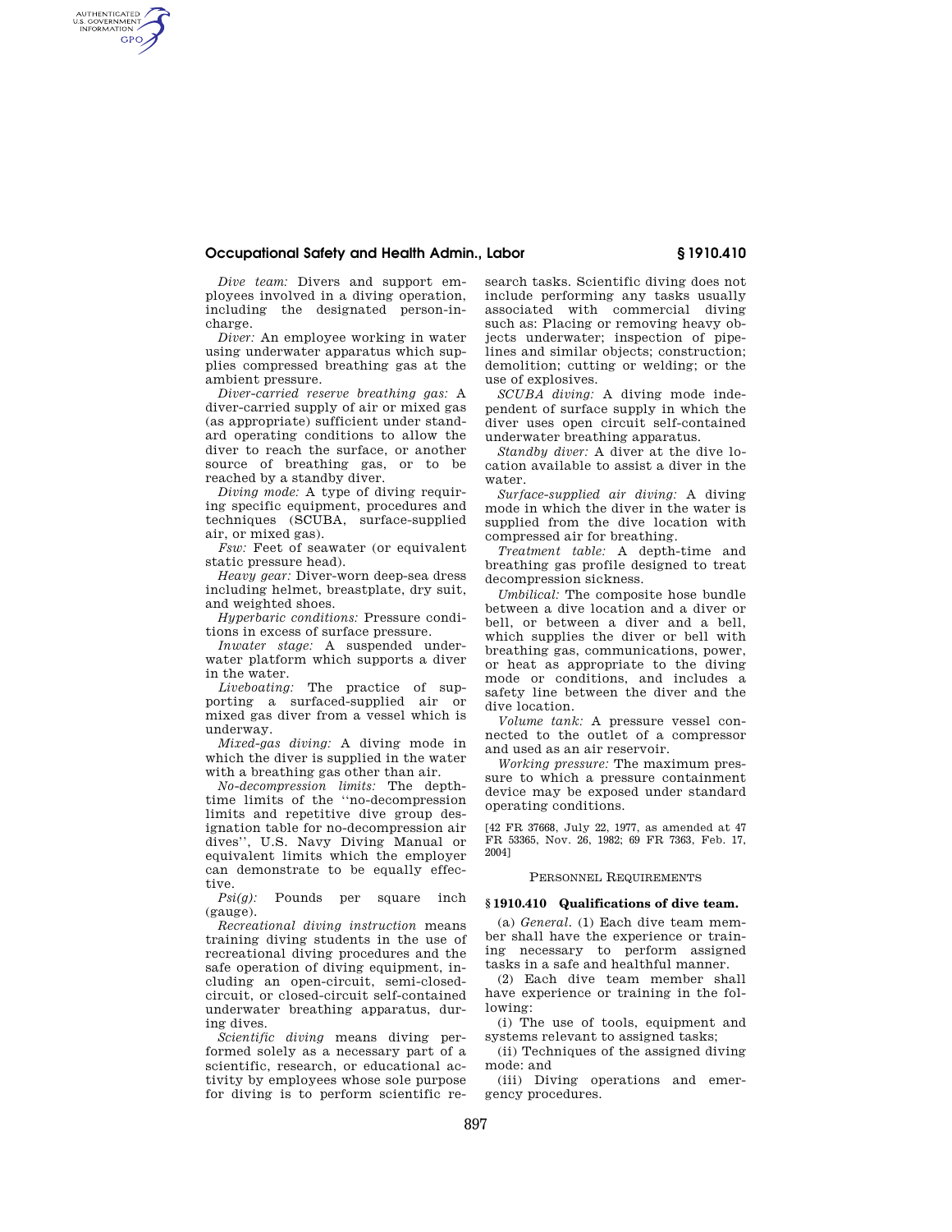*Dive team:* Divers and support employees involved in a diving operation, including the designated person-in-charge.

*Diver:* An employee working in water using underwater apparatus which supplies compressed breathing gas at the ambient pressure.

*Diver-carried reserve breathing gas:* A diver-carried supply of air or mixed gas (as appropriate) sufficient under standard operating conditions to allow the diver to reach the surface, or another source of breathing gas, or to be reached by a standby diver.

*Diving mode:* A type of diving requiring specific equipment, procedures and techniques (SCUBA, surface-supplied air, or mixed gas).

*Fsw:* Feet of seawater (or equivalent static pressure head).

*Heavy gear:* Diver-worn deep-sea dress including helmet, breastplate, dry suit, and weighted shoes.

*Hyperbaric conditions:* Pressure conditions in excess of surface pressure.

*Inwater stage:* A suspended underwater platform which supports a diver in the water.

*Liveboating:* The practice of supporting a surfaced-supplied air or mixed gas diver from a vessel which is underway.

*Mixed-gas diving:* A diving mode in which the diver is supplied in the water with a breathing gas other than air.

*No-decompression limits:* The depth-time limits of the ''no-decompression limits and repetitive dive group designation table for no-decompression air dives'', U.S. Navy Diving Manual or equivalent limits which the employer can demonstrate to be equally effective.

*Psi(g):* Pounds per square inch (gauge).

*Recreational diving instruction* means training diving students in the use of recreational diving procedures and the safe operation of diving equipment, including an open-circuit, semi-closed-circuit, or closed-circuit self-contained underwater breathing apparatus, during dives.

*Scientific diving* means diving performed solely as a necessary part of a scientific, research, or educational activity by employees whose sole purpose for diving is to perform scientific research tasks. Scientific diving does not include performing any tasks usually associated with commercial diving such as: Placing or removing heavy objects underwater; inspection of pipelines and similar objects; construction; demolition; cutting or welding; or the use of explosives.

*SCUBA diving:* A diving mode independent of surface supply in which the diver uses open circuit self-contained underwater breathing apparatus.

*Standby diver:* A diver at the dive location available to assist a diver in the water.

*Surface-supplied air diving:* A diving mode in which the diver in the water is supplied from the dive location with compressed air for breathing.

*Treatment table:* A depth-time and breathing gas profile designed to treat decompression sickness.

*Umbilical:* The composite hose bundle between a dive location and a diver or bell, or between a diver and a bell, which supplies the diver or bell with breathing gas, communications, power, or heat as appropriate to the diving mode or conditions, and includes a safety line between the diver and the dive location.

*Volume tank:* A pressure vessel connected to the outlet of a compressor and used as an air reservoir.

*Working pressure:* The maximum pressure to which a pressure containment device may be exposed under standard operating conditions.

[42 FR 37668, July 22, 1977, as amended at 47 FR 53365, Nov. 26, 1982; 69 FR 7363, Feb. 17, 2004]

PERSONNEL REQUIREMENTS

### § 1910.410 Qualifications of dive team.

(a) *General.* (1) Each dive team member shall have the experience or training necessary to perform assigned tasks in a safe and healthful manner.

(2) Each dive team member shall have experience or training in the following:

(i) The use of tools, equipment and systems relevant to assigned tasks;

(ii) Techniques of the assigned diving mode: and

(iii) Diving operations and emergency procedures.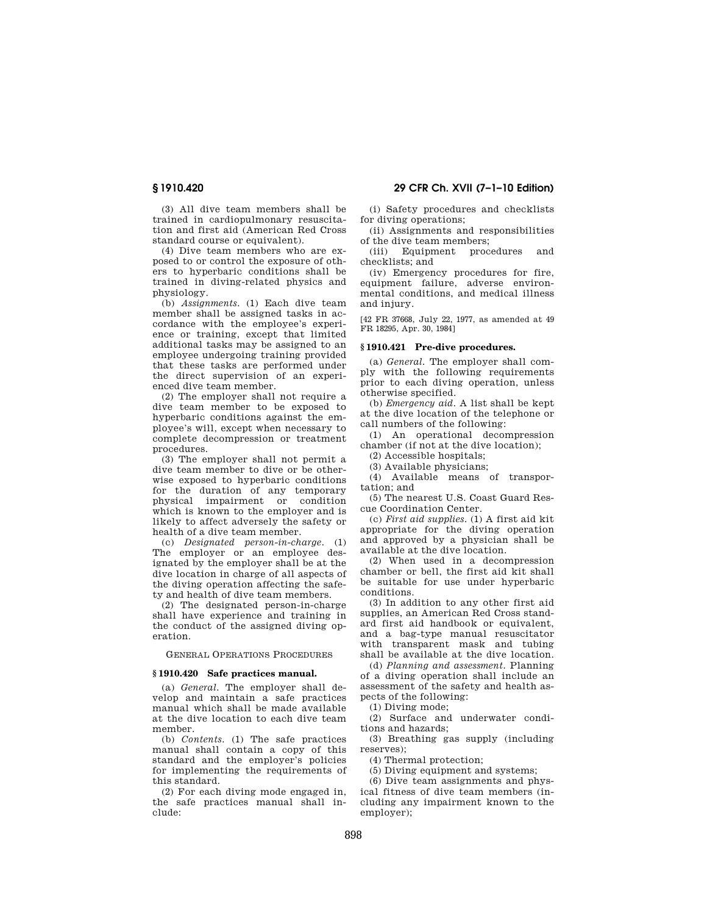(3) All dive team members shall be trained in cardiopulmonary resuscitation and first aid (American Red Cross standard course or equivalent).

(4) Dive team members who are exposed to or control the exposure of others to hyperbaric conditions shall be trained in diving-related physics and physiology.

(b) *Assignments.* (1) Each dive team member shall be assigned tasks in accordance with the employee's experience or training, except that limited additional tasks may be assigned to an employee undergoing training provided that these tasks are performed under the direct supervision of an experienced dive team member.

(2) The employer shall not require a dive team member to be exposed to hyperbaric conditions against the employee's will, except when necessary to complete decompression or treatment procedures.

(3) The employer shall not permit a dive team member to dive or be otherwise exposed to hyperbaric conditions for the duration of any temporary physical impairment or condition which is known to the employer and is likely to affect adversely the safety or health of a dive team member.

(c) *Designated person-in-charge.* (1) The employer or an employee designated by the employer shall be at the dive location in charge of all aspects of the diving operation affecting the safety and health of dive team members.

(2) The designated person-in-charge shall have experience and training in the conduct of the assigned diving operation.

GENERAL OPERATIONS PROCEDURES

### § 1910.420 Safe practices manual.

(a) *General.* The employer shall develop and maintain a safe practices manual which shall be made available at the dive location to each dive team member.

(b) *Contents.* (1) The safe practices manual shall contain a copy of this standard and the employer's policies for implementing the requirements of this standard.

(2) For each diving mode engaged in, the safe practices manual shall include:

(i) Safety procedures and checklists for diving operations;

(ii) Assignments and responsibilities of the dive team members;

(iii) Equipment procedures and checklists; and

(iv) Emergency procedures for fire, equipment failure, adverse environmental conditions, and medical illness and injury.

[42 FR 37668, July 22, 1977, as amended at 49 FR 18295, Apr. 30, 1984]

### § 1910.421 Pre-dive procedures.

(a) *General.* The employer shall comply with the following requirements prior to each diving operation, unless otherwise specified.

(b) *Emergency aid.* A list shall be kept at the dive location of the telephone or call numbers of the following:

(1) An operational decompression chamber (if not at the dive location);

(2) Accessible hospitals;

(3) Available physicians;

(4) Available means of transportation; and

(5) The nearest U.S. Coast Guard Rescue Coordination Center.

(c) *First aid supplies.* (1) A first aid kit appropriate for the diving operation and approved by a physician shall be available at the dive location.

(2) When used in a decompression chamber or bell, the first aid kit shall be suitable for use under hyperbaric conditions.

(3) In addition to any other first aid supplies, an American Red Cross standard first aid handbook or equivalent, and a bag-type manual resuscitator with transparent mask and tubing shall be available at the dive location.

(d) *Planning and assessment.* Planning of a diving operation shall include an assessment of the safety and health aspects of the following:

(1) Diving mode;

(2) Surface and underwater conditions and hazards;

(3) Breathing gas supply (including reserves);

(4) Thermal protection;

(5) Diving equipment and systems;

(6) Dive team assignments and physical fitness of dive team members (including any impairment known to the employer);